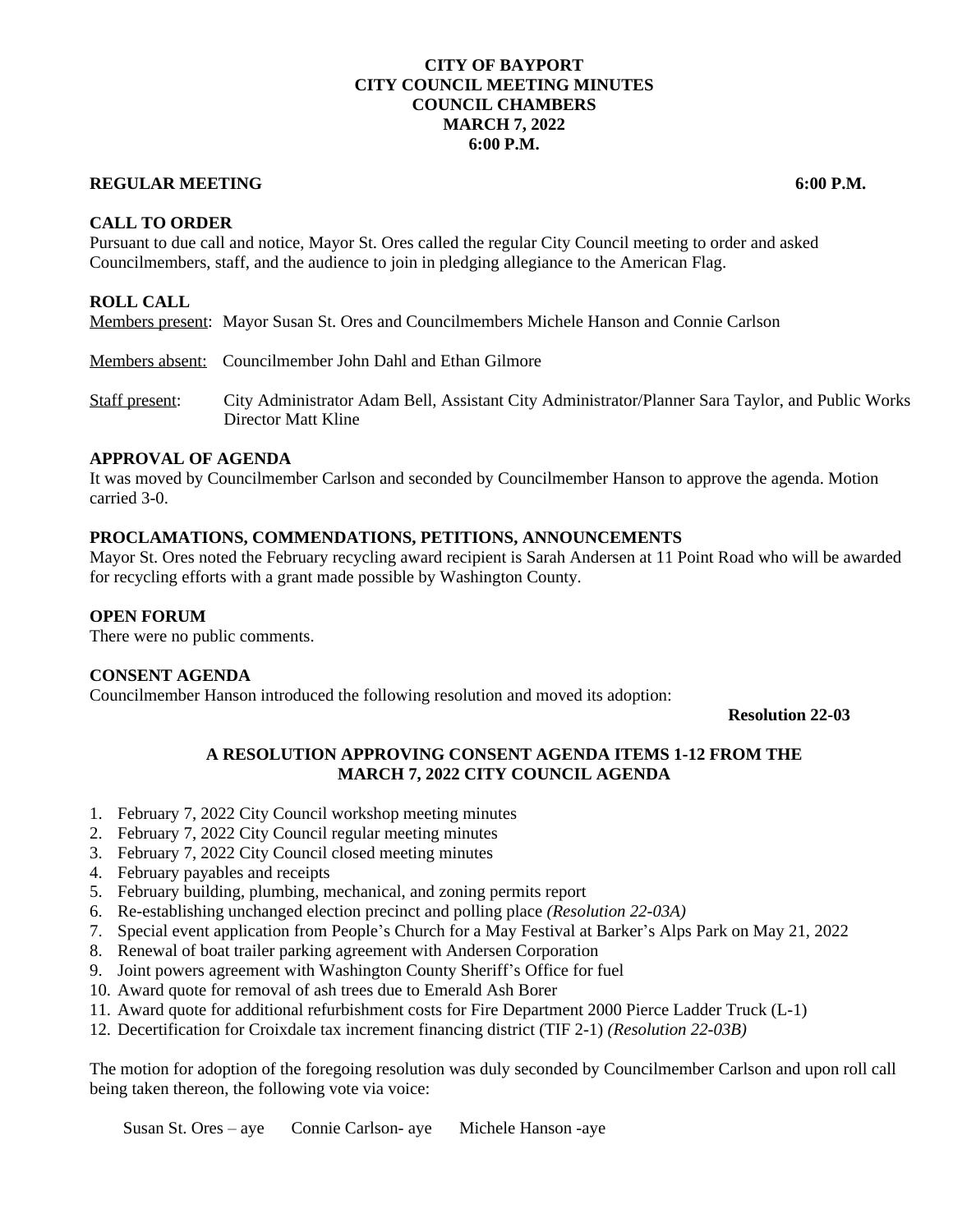# CITY OF BAYPORT
# CITY COUNCIL MEETING MINUTES
# COUNCIL CHAMBERS
# MARCH 7, 2022
# 6:00 P.M.

**REGULAR MEETING** **6:00 P.M.**

## CALL TO ORDER

Pursuant to due call and notice, Mayor St. Ores called the regular City Council meeting to order and asked Councilmembers, staff, and the audience to join in pledging allegiance to the American Flag.

## ROLL CALL

Members present: Mayor Susan St. Ores and Councilmembers Michele Hanson and Connie Carlson

Members absent: Councilmember John Dahl and Ethan Gilmore

Staff present: City Administrator Adam Bell, Assistant City Administrator/Planner Sara Taylor, and Public Works Director Matt Kline

## APPROVAL OF AGENDA

It was moved by Councilmember Carlson and seconded by Councilmember Hanson to approve the agenda. Motion carried 3-0.

## PROCLAMATIONS, COMMENDATIONS, PETITIONS, ANNOUNCEMENTS

Mayor St. Ores noted the February recycling award recipient is Sarah Andersen at 11 Point Road who will be awarded for recycling efforts with a grant made possible by Washington County.

## OPEN FORUM

There were no public comments.

## CONSENT AGENDA

Councilmember Hanson introduced the following resolution and moved its adoption:

**Resolution 22-03**

### A RESOLUTION APPROVING CONSENT AGENDA ITEMS 1-12 FROM THE MARCH 7, 2022 CITY COUNCIL AGENDA

1. February 7, 2022 City Council workshop meeting minutes
2. February 7, 2022 City Council regular meeting minutes
3. February 7, 2022 City Council closed meeting minutes
4. February payables and receipts
5. February building, plumbing, mechanical, and zoning permits report
6. Re-establishing unchanged election precinct and polling place *(Resolution 22-03A)*
7. Special event application from People's Church for a May Festival at Barker's Alps Park on May 21, 2022
8. Renewal of boat trailer parking agreement with Andersen Corporation
9. Joint powers agreement with Washington County Sheriff's Office for fuel
10. Award quote for removal of ash trees due to Emerald Ash Borer
11. Award quote for additional refurbishment costs for Fire Department 2000 Pierce Ladder Truck (L-1)
12. Decertification for Croixdale tax increment financing district (TIF 2-1) *(Resolution 22-03B)*

The motion for adoption of the foregoing resolution was duly seconded by Councilmember Carlson and upon roll call being taken thereon, the following vote via voice:

Susan St. Ores – aye Connie Carlson- aye Michele Hanson -aye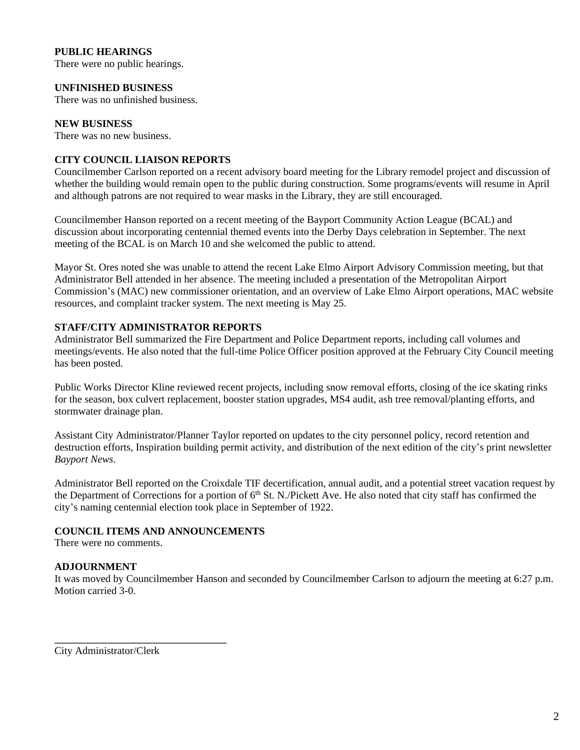**PUBLIC HEARINGS**
There were no public hearings.

**UNFINISHED BUSINESS**
There was no unfinished business.

**NEW BUSINESS**
There was no new business.

**CITY COUNCIL LIAISON REPORTS**
Councilmember Carlson reported on a recent advisory board meeting for the Library remodel project and discussion of whether the building would remain open to the public during construction. Some programs/events will resume in April and although patrons are not required to wear masks in the Library, they are still encouraged.

Councilmember Hanson reported on a recent meeting of the Bayport Community Action League (BCAL) and discussion about incorporating centennial themed events into the Derby Days celebration in September. The next meeting of the BCAL is on March 10 and she welcomed the public to attend.

Mayor St. Ores noted she was unable to attend the recent Lake Elmo Airport Advisory Commission meeting, but that Administrator Bell attended in her absence. The meeting included a presentation of the Metropolitan Airport Commission's (MAC) new commissioner orientation, and an overview of Lake Elmo Airport operations, MAC website resources, and complaint tracker system. The next meeting is May 25.

**STAFF/CITY ADMINISTRATOR REPORTS**
Administrator Bell summarized the Fire Department and Police Department reports, including call volumes and meetings/events. He also noted that the full-time Police Officer position approved at the February City Council meeting has been posted.

Public Works Director Kline reviewed recent projects, including snow removal efforts, closing of the ice skating rinks for the season, box culvert replacement, booster station upgrades, MS4 audit, ash tree removal/planting efforts, and stormwater drainage plan.

Assistant City Administrator/Planner Taylor reported on updates to the city personnel policy, record retention and destruction efforts, Inspiration building permit activity, and distribution of the next edition of the city's print newsletter *Bayport News*.

Administrator Bell reported on the Croixdale TIF decertification, annual audit, and a potential street vacation request by the Department of Corrections for a portion of 6th St. N./Pickett Ave. He also noted that city staff has confirmed the city's naming centennial election took place in September of 1922.

**COUNCIL ITEMS AND ANNOUNCEMENTS**
There were no comments.

**ADJOURNMENT**
It was moved by Councilmember Hanson and seconded by Councilmember Carlson to adjourn the meeting at 6:27 p.m. Motion carried 3-0.

\_\_\_\_\_\_\_\_\_\_\_\_\_\_\_\_\_\_\_\_\_\_\_\_\_\_\_\_\_\_\_\_
City Administrator/Clerk